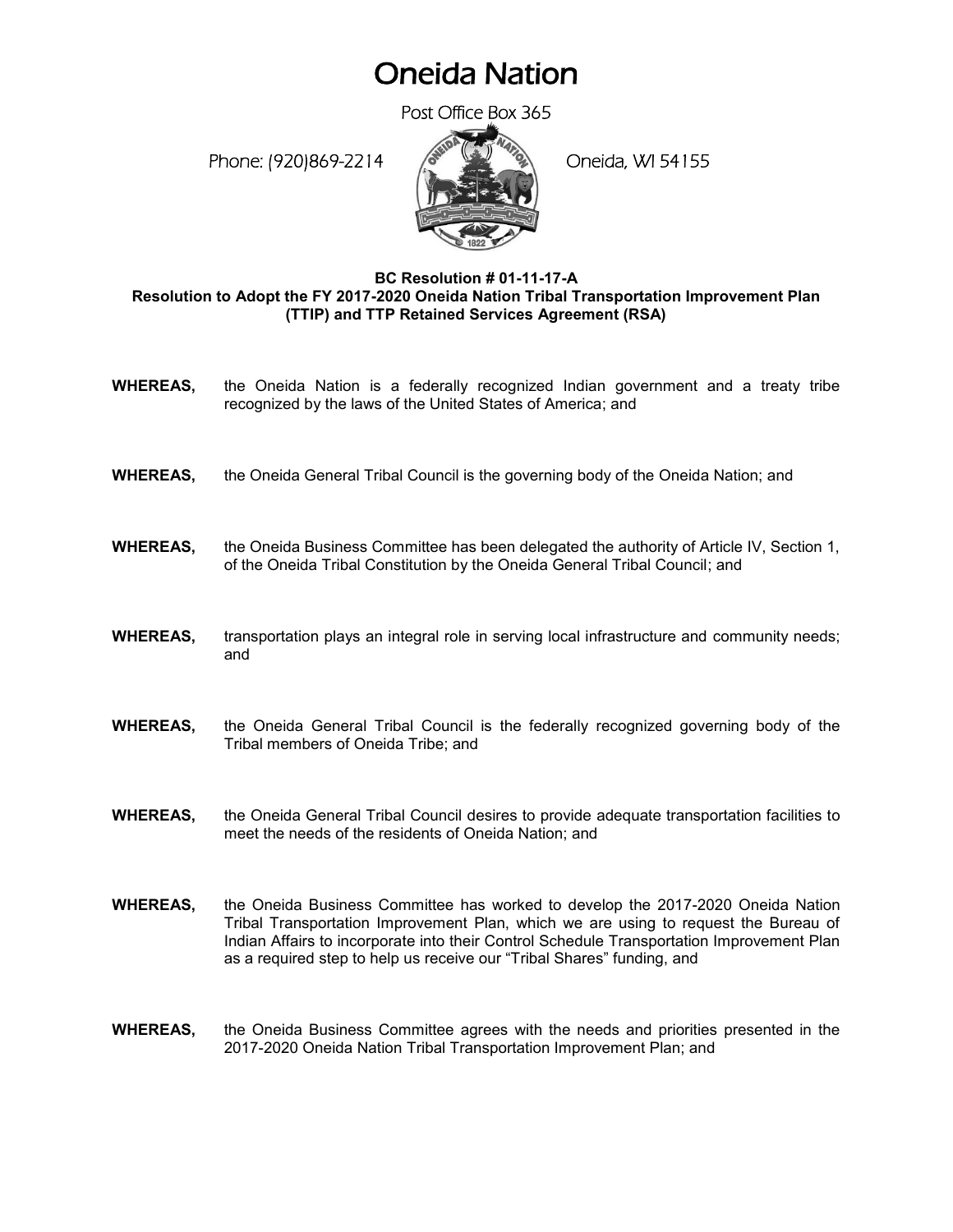# Oneida Nation

Post Office Box 365

Phone: (920)869-2214 Oneida, WI 54155

**BC Resolution # 01-11-17-A**
**Resolution to Adopt the FY 2017-2020 Oneida Nation Tribal Transportation Improvement Plan (TTIP) and TTP Retained Services Agreement (RSA)**

**WHEREAS,** the Oneida Nation is a federally recognized Indian government and a treaty tribe recognized by the laws of the United States of America; and

**WHEREAS,** the Oneida General Tribal Council is the governing body of the Oneida Nation; and

**WHEREAS,** the Oneida Business Committee has been delegated the authority of Article IV, Section 1, of the Oneida Tribal Constitution by the Oneida General Tribal Council; and

**WHEREAS,** transportation plays an integral role in serving local infrastructure and community needs; and

**WHEREAS,** the Oneida General Tribal Council is the federally recognized governing body of the Tribal members of Oneida Tribe; and

**WHEREAS,** the Oneida General Tribal Council desires to provide adequate transportation facilities to meet the needs of the residents of Oneida Nation; and

**WHEREAS,** the Oneida Business Committee has worked to develop the 2017-2020 Oneida Nation Tribal Transportation Improvement Plan, which we are using to request the Bureau of Indian Affairs to incorporate into their Control Schedule Transportation Improvement Plan as a required step to help us receive our "Tribal Shares" funding, and

**WHEREAS,** the Oneida Business Committee agrees with the needs and priorities presented in the 2017-2020 Oneida Nation Tribal Transportation Improvement Plan; and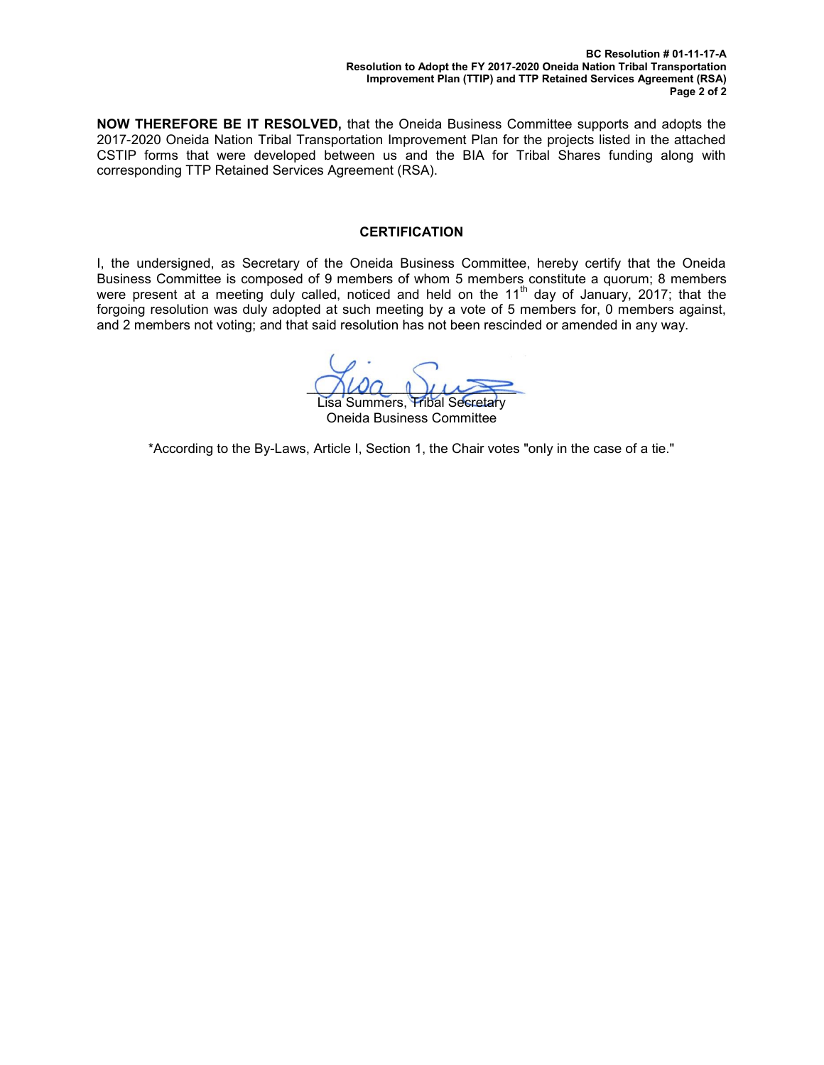**NOW THEREFORE BE IT RESOLVED,** that the Oneida Business Committee supports and adopts the 2017-2020 Oneida Nation Tribal Transportation Improvement Plan for the projects listed in the attached CSTIP forms that were developed between us and the BIA for Tribal Shares funding along with corresponding TTP Retained Services Agreement (RSA).

## CERTIFICATION

I, the undersigned, as Secretary of the Oneida Business Committee, hereby certify that the Oneida Business Committee is composed of 9 members of whom 5 members constitute a quorum; 8 members were present at a meeting duly called, noticed and held on the 11th day of January, 2017; that the forgoing resolution was duly adopted at such meeting by a vote of 5 members for, 0 members against, and 2 members not voting; and that said resolution has not been rescinded or amended in any way.

Lisa Summers, Tribal Secretary
Oneida Business Committee

*According to the By-Laws, Article I, Section 1, the Chair votes "only in the case of a tie."